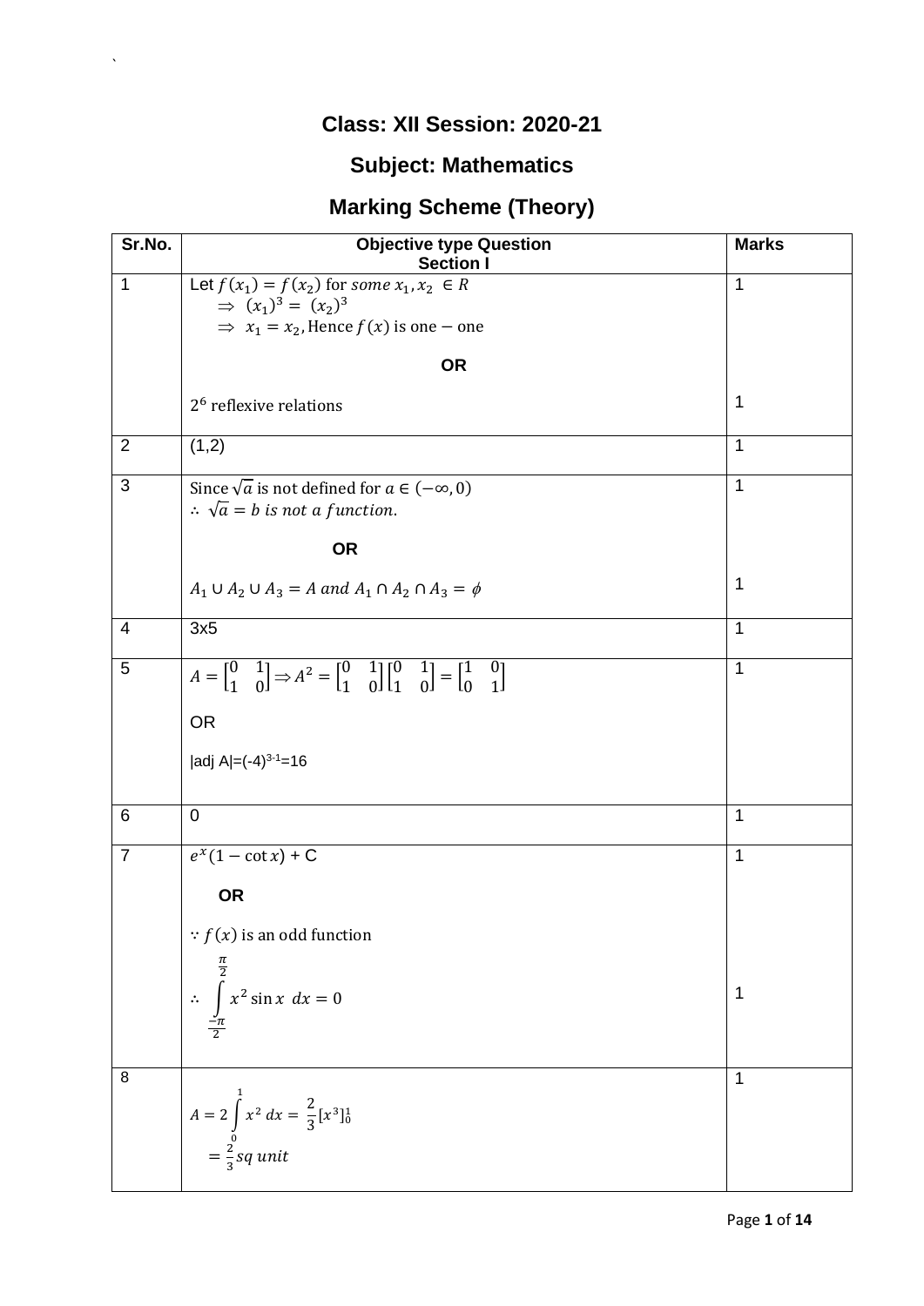# Class: XII Session: 2020-21

## Subject: Mathematics

## Marking Scheme (Theory)

| Sr.No. | Objective type Question<br>Section I | Marks |
|---|---|---|
| 1 | Let $f(x_1) = f(x_2)$ for some $x_1, x_2 \in R$<br>$\Rightarrow (x_1)^3 = (x_2)^3$<br>$\Rightarrow x_1 = x_2$, Hence $f(x)$ is one − one<br>**OR**<br>$2^6$ reflexive relations | 1<br><br><br><br>1 |
| 2 | (1,2) | 1 |
| 3 | Since $\sqrt{a}$ is not defined for $a \in (-\infty, 0)$<br>$\therefore \sqrt{a} = b$ *is not a function.*<br>**OR**<br>$A_1 \cup A_2 \cup A_3 = A$ and $A_1 \cap A_2 \cap A_3 = \phi$ | 1<br><br><br><br>1 |
| 4 | 3x5 | 1 |
| 5 | $A = \begin{bmatrix} 0 & 1 \\ 1 & 0 \end{bmatrix} \Rightarrow A^2 = \begin{bmatrix} 0 & 1 \\ 1 & 0 \end{bmatrix}\begin{bmatrix} 0 & 1 \\ 1 & 0 \end{bmatrix} = \begin{bmatrix} 1 & 0 \\ 0 & 1 \end{bmatrix}$<br>OR<br>\|adj A\|=$(-4)^{3-1}$=16 | 1 |
| 6 | 0 | 1 |
| 7 | $e^x(1 - \cot x)$ + C<br>**OR**<br>$\because f(x)$ is an odd function<br>$\therefore \int_{\frac{-\pi}{2}}^{\frac{\pi}{2}} x^2 \sin x \ dx = 0$ | 1<br><br><br><br>1 |
| 8 | $A = 2\int_0^1 x^2 \ dx = \frac{2}{3}[x^3]_0^1$<br>$= \frac{2}{3} sq \ unit$ | 1 |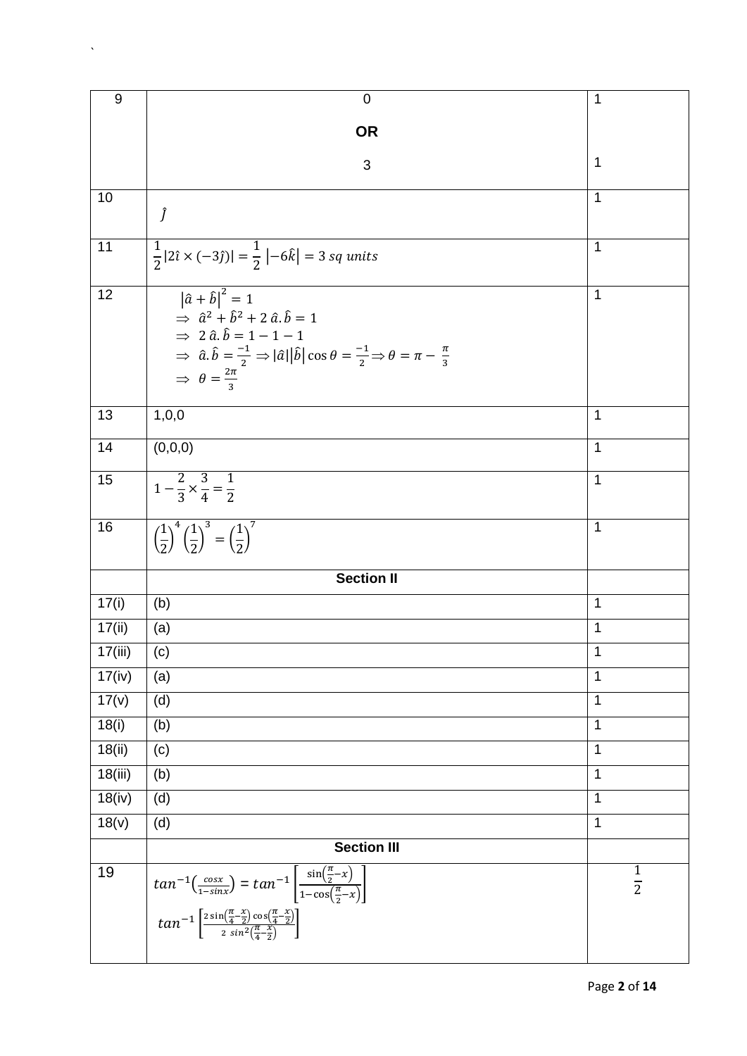| 9 | 0<br>**OR**<br>3 | 1<br><br>1 |
|---|---|---|
| 10 | $\hat{j}$ | 1 |
| 11 | $\frac{1}{2}\lvert 2\hat{\imath} \times (-3\hat{\jmath})\rvert = \frac{1}{2}\left\lvert -6\hat{k}\right\rvert = 3\ sq\ units$ | 1 |
| 12 | $\left\lvert\hat{a}+\hat{b}\right\rvert^2 = 1$<br>$\Rightarrow\ \hat{a}^2 + \hat{b}^2 + 2\,\hat{a}.\hat{b} = 1$<br>$\Rightarrow\ 2\,\hat{a}.\hat{b} = 1 - 1 - 1$<br>$\Rightarrow\ \hat{a}.\hat{b} = \frac{-1}{2} \Rightarrow \lvert\hat{a}\rvert\left\lvert\hat{b}\right\rvert\cos\theta = \frac{-1}{2} \Rightarrow \theta = \pi - \frac{\pi}{3}$<br>$\Rightarrow\ \theta = \frac{2\pi}{3}$ | 1 |
| 13 | 1,0,0 | 1 |
| 14 | (0,0,0) | 1 |
| 15 | $1 - \frac{2}{3} \times \frac{3}{4} = \frac{1}{2}$ | 1 |
| 16 | $\left(\frac{1}{2}\right)^4\left(\frac{1}{2}\right)^3 = \left(\frac{1}{2}\right)^7$ | 1 |
| | **Section II** | |
| 17(i) | (b) | 1 |
| 17(ii) | (a) | 1 |
| 17(iii) | (c) | 1 |
| 17(iv) | (a) | 1 |
| 17(v) | (d) | 1 |
| 18(i) | (b) | 1 |
| 18(ii) | (c) | 1 |
| 18(iii) | (b) | 1 |
| 18(iv) | (d) | 1 |
| 18(v) | (d) | 1 |
| | **Section III** | |
| 19 | $tan^{-1}\left(\frac{cosx}{1-sinx}\right) = tan^{-1}\left[\frac{\sin\left(\frac{\pi}{2}-x\right)}{1-\cos\left(\frac{\pi}{2}-x\right)}\right]$<br>$tan^{-1}\left[\frac{2\sin\left(\frac{\pi}{4}-\frac{x}{2}\right)\cos\left(\frac{\pi}{4}-\frac{x}{2}\right)}{2\ sin^2\left(\frac{\pi}{4}-\frac{x}{2}\right)}\right]$ | $\frac{1}{2}$ |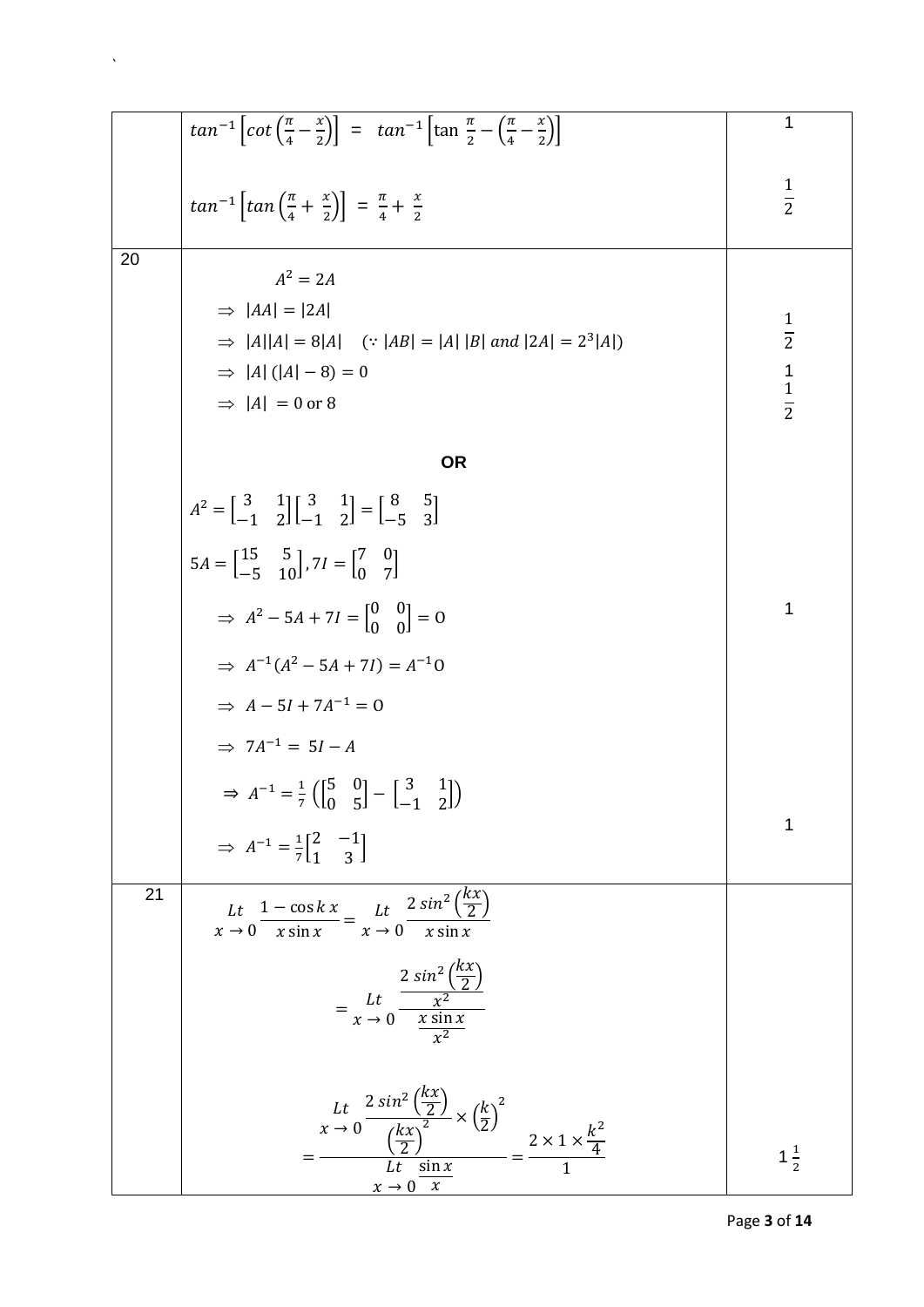| | | |
|---|---|---|
| | $tan^{-1}\left[cot\left(\frac{\pi}{4}-\frac{x}{2}\right)\right] = tan^{-1}\left[\tan\frac{\pi}{2}-\left(\frac{\pi}{4}-\frac{x}{2}\right)\right]$ <br><br> $tan^{-1}\left[tan\left(\frac{\pi}{4}+\frac{x}{2}\right)\right] = \frac{\pi}{4}+\frac{x}{2}$ | 1 <br><br> $\frac{1}{2}$ |
| 20 | $A^2 = 2A$ <br> $\Rightarrow \ \|AA\| = \|2A\|$ <br> $\Rightarrow \ \|A\|\|A\| = 8\|A\| \quad (\because \|AB\| = \|A\|\,\|B\| \ and \ \|2A\| = 2^3\|A\|)$ <br> $\Rightarrow \ \|A\|\,(\|A\|-8) = 0$ <br> $\Rightarrow \ \|A\| = 0 \text{ or } 8$ <br><br> **OR** <br><br> $A^2 = \begin{bmatrix} 3 & 1 \\ -1 & 2 \end{bmatrix}\begin{bmatrix} 3 & 1 \\ -1 & 2 \end{bmatrix} = \begin{bmatrix} 8 & 5 \\ -5 & 3 \end{bmatrix}$ <br> $5A = \begin{bmatrix} 15 & 5 \\ -5 & 10 \end{bmatrix}, 7I = \begin{bmatrix} 7 & 0 \\ 0 & 7 \end{bmatrix}$ <br> $\Rightarrow \ A^2 - 5A + 7I = \begin{bmatrix} 0 & 0 \\ 0 & 0 \end{bmatrix} = O$ <br> $\Rightarrow \ A^{-1}(A^2 - 5A + 7I) = A^{-1}O$ <br> $\Rightarrow \ A - 5I + 7A^{-1} = O$ <br> $\Rightarrow \ 7A^{-1} = 5I - A$ <br> $\Rightarrow \ A^{-1} = \frac{1}{7}\left(\begin{bmatrix} 5 & 0 \\ 0 & 5 \end{bmatrix} - \begin{bmatrix} 3 & 1 \\ -1 & 2 \end{bmatrix}\right)$ <br> $\Rightarrow \ A^{-1} = \frac{1}{7}\begin{bmatrix} 2 & -1 \\ 1 & 3 \end{bmatrix}$ | $\frac{1}{2}$ <br> 1 <br> $\frac{1}{2}$ <br><br><br> 1 <br><br><br> 1 |
| 21 | $\underset{x\to 0}{Lt}\ \frac{1-\cos kx}{x\sin x} = \underset{x\to 0}{Lt}\ \frac{2\,sin^2\left(\frac{kx}{2}\right)}{x\sin x}$ <br><br> $= \underset{x\to 0}{Lt}\ \frac{\frac{2\,sin^2\left(\frac{kx}{2}\right)}{x^2}}{\frac{x\sin x}{x^2}}$ <br><br> $= \frac{\underset{x\to 0}{Lt}\ \frac{2\,sin^2\left(\frac{kx}{2}\right)}{\left(\frac{kx}{2}\right)^2}\times\left(\frac{k}{2}\right)^2}{\underset{x\to 0}{Lt}\ \frac{\sin x}{x}} = \frac{2\times 1\times\frac{k^2}{4}}{1}$ | $1\frac{1}{2}$ |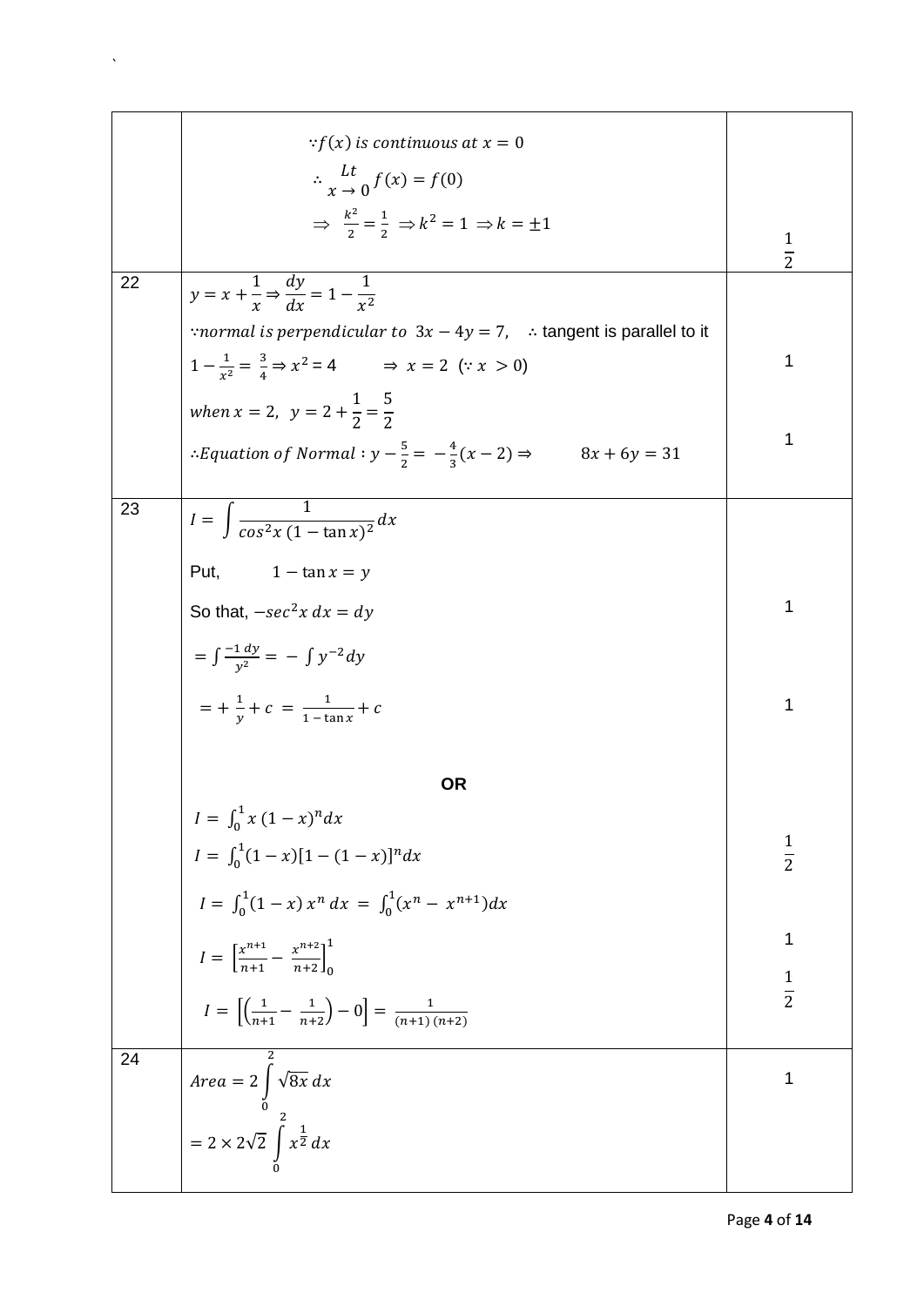|  |  |  |
|---|---|---|
|  | $\because f(x)$ *is continuous at* $x = 0$ <br> $\therefore \lim_{x \to 0} f(x) = f(0)$ <br> $\Rightarrow \frac{k^2}{2} = \frac{1}{2} \Rightarrow k^2 = 1 \Rightarrow k = \pm 1$ | $\frac{1}{2}$ |
| 22 | $y = x + \frac{1}{x} \Rightarrow \frac{dy}{dx} = 1 - \frac{1}{x^2}$ <br> $\because$ *normal is perpendicular to* $3x - 4y = 7$, $\therefore$ tangent is parallel to it <br> $1 - \frac{1}{x^2} = \frac{3}{4} \Rightarrow x^2 = 4 \quad \Rightarrow x = 2 \ (\because x > 0)$ <br> *when* $x = 2$, $y = 2 + \frac{1}{2} = \frac{5}{2}$ <br> $\therefore$ *Equation of Normal* : $y - \frac{5}{2} = -\frac{4}{3}(x - 2) \Rightarrow \quad 8x + 6y = 31$ | 1 <br><br> 1 |
| 23 | $I = \int \frac{1}{\cos^2 x\,(1 - \tan x)^2} dx$ <br> Put, $1 - \tan x = y$ <br> So that, $-\sec^2 x \, dx = dy$ <br> $= \int \frac{-1\, dy}{y^2} = -\int y^{-2} dy$ <br> $= +\frac{1}{y} + c = \frac{1}{1 - \tan x} + c$ <br><br> **OR** <br> $I = \int_0^1 x\,(1 - x)^n dx$ <br> $I = \int_0^1 (1 - x)[1 - (1 - x)]^n dx$ <br> $I = \int_0^1 (1 - x)\, x^n \, dx = \int_0^1 (x^n - x^{n+1}) dx$ <br> $I = \left[\frac{x^{n+1}}{n+1} - \frac{x^{n+2}}{n+2}\right]_0^1$ <br> $I = \left[\left(\frac{1}{n+1} - \frac{1}{n+2}\right) - 0\right] = \frac{1}{(n+1)\,(n+2)}$ | 1 <br><br> 1 <br><br><br> $\frac{1}{2}$ <br><br> 1 <br> $\frac{1}{2}$ |
| 24 | $Area = 2\int_0^2 \sqrt{8x}\, dx$ <br> $= 2 \times 2\sqrt{2} \int_0^2 x^{\frac{1}{2}} dx$ | 1 |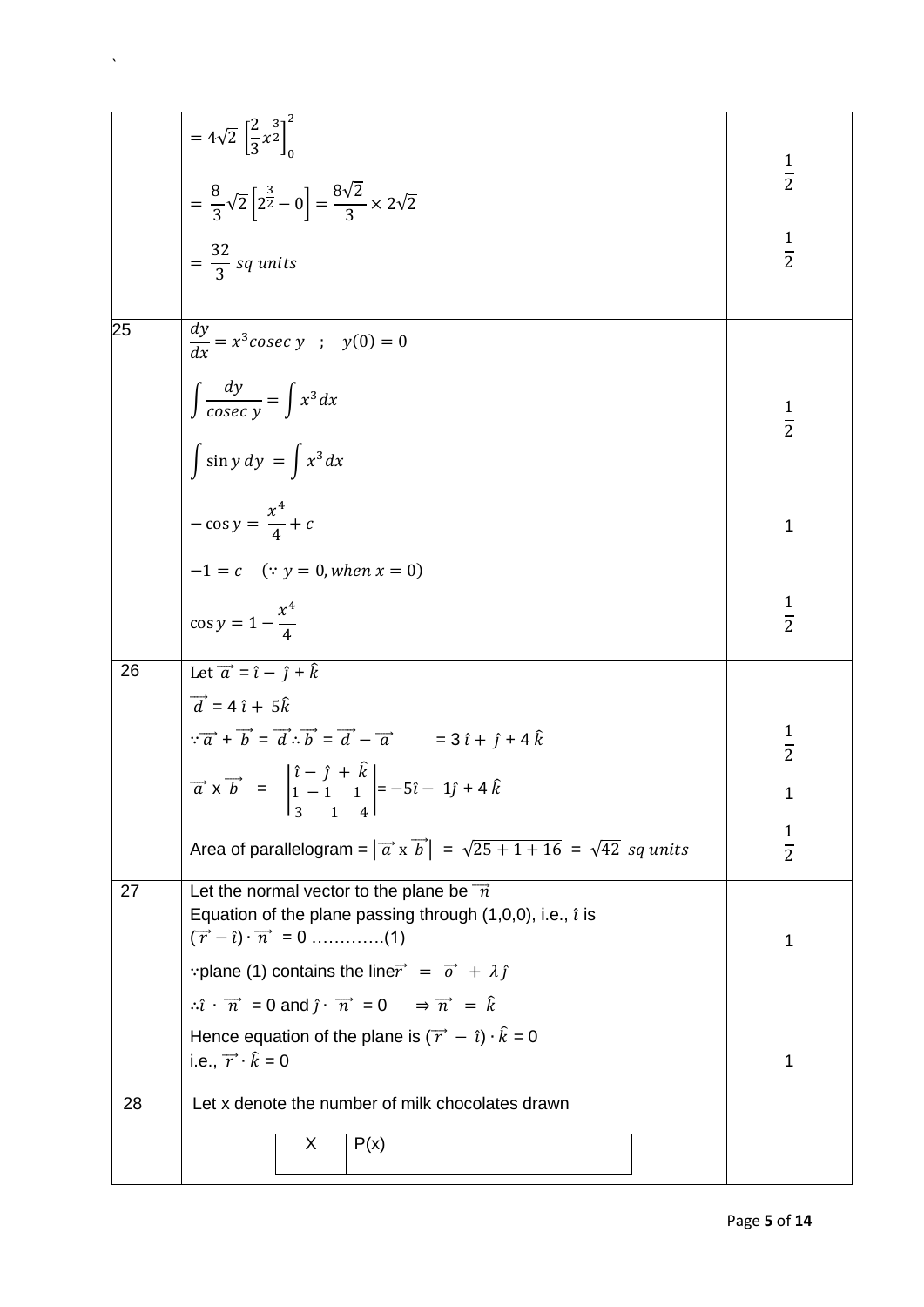| | | |
|---|---|---|
| | $= 4\sqrt{2}\ \left[\frac{2}{3}x^{\frac{3}{2}}\right]_0^2$ <br> $= \frac{8}{3}\sqrt{2}\left[2^{\frac{3}{2}} - 0\right] = \frac{8\sqrt{2}}{3} \times 2\sqrt{2}$ <br> $= \frac{32}{3}\ sq\ units$ | $\frac{1}{2}$ <br> $\frac{1}{2}$ |
| 25 | $\frac{dy}{dx} = x^3 cosec\ y\ \ ;\ \ y(0) = 0$ <br> $\int \frac{dy}{cosec\ y} = \int x^3 dx$ <br> $\int \sin y\, dy\ = \int x^3 dx$ <br> $-\cos y = \frac{x^4}{4} + c$ <br> $-1 = c\ \ \ (\because\ y = 0, when\ x = 0)$ <br> $\cos y = 1 - \frac{x^4}{4}$ | $\frac{1}{2}$ <br> 1 <br> $\frac{1}{2}$ |
| 26 | Let $\overrightarrow{a} = \hat{\imath} - \hat{\jmath} + \hat{k}$ <br> $\overrightarrow{d} = 4\,\hat{\imath} + 5\hat{k}$ <br> $\because \overrightarrow{a} + \overrightarrow{b} = \overrightarrow{d} \therefore \overrightarrow{b} = \overrightarrow{d} - \overrightarrow{a}\ \ \ \ = 3\,\hat{\imath} + \hat{\jmath} + 4\,\hat{k}$ <br> $\overrightarrow{a} \times \overrightarrow{b}\ = \begin{vmatrix} \hat{\imath} - & \hat{\jmath}\ + & \hat{k} \\ 1 & -1 & 1 \\ 3 & 1 & 4 \end{vmatrix} = -5\hat{\imath} - 1\hat{\jmath} + 4\,\hat{k}$ <br> Area of parallelogram = $\left\|\overrightarrow{a} \times \overrightarrow{b}\right\|\ =\ \sqrt{25 + 1 + 16}\ =\ \sqrt{42}\ sq\ units$ | $\frac{1}{2}$ <br> 1 <br> $\frac{1}{2}$ |
| 27 | Let the normal vector to the plane be $\overrightarrow{n}$ <br> Equation of the plane passing through (1,0,0), i.e., $\hat{\imath}$ is <br> $(\overrightarrow{r} - \hat{\imath}) \cdot \overrightarrow{n}\ = 0$ ………….(1) <br> $\because$plane (1) contains the line$\overrightarrow{r}\ =\ \overrightarrow{o}\ +\ \lambda\,\hat{\jmath}$ <br> $\therefore \hat{\imath}\ \cdot\ \overrightarrow{n}\ = 0$ and $\hat{\jmath} \cdot\ \overrightarrow{n}\ = 0\ \ \ \ \Rightarrow \overrightarrow{n}\ =\ \hat{k}$ <br> Hence equation of the plane is $(\overrightarrow{r}\ -\ \hat{\imath}) \cdot \hat{k} = 0$ <br> i.e., $\overrightarrow{r} \cdot \hat{k} = 0$ | 1 <br> 1 |
| 28 | Let x denote the number of milk chocolates drawn <br> <table><tr><th>X</th><th>P(x)</th></tr></table> | |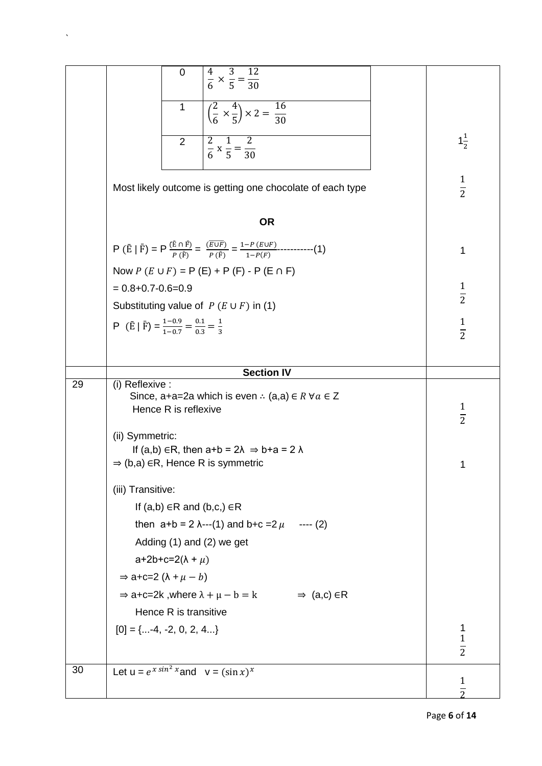| | | |
|---|---|---|
| | 0 \| $\frac{4}{6} \times \frac{3}{5} = \frac{12}{30}$ <br> 1 \| $\left(\frac{2}{6} \times \frac{4}{5}\right) \times 2 = \frac{16}{30}$ <br> 2 \| $\frac{2}{6} \text{ x } \frac{1}{5} = \frac{2}{30}$ | $1\frac{1}{2}$ |
| | Most likely outcome is getting one chocolate of each type | $\frac{1}{2}$ |
| | **OR** | |
| | $P(\bar{E} \mid \bar{F}) = P\frac{(\bar{E} \cap \bar{F})}{P(\bar{F})} = \frac{(\overline{E \cup F})}{P(\bar{F})} = \frac{1-P(E \cup F)}{1-P(F)}$-----------(1) | 1 |
| | Now $P(E \cup F)$ = P (E) + P (F) - P (E ∩ F) <br> = 0.8+0.7-0.6=0.9 | $\frac{1}{2}$ |
| | Substituting value of $P(E \cup F)$ in (1) <br> $P(\bar{E} \mid \bar{F}) = \frac{1-0.9}{1-0.7} = \frac{0.1}{0.3} = \frac{1}{3}$ | $\frac{1}{2}$ |
| | **Section IV** | |
| 29 | (i) Reflexive : <br> Since, a+a=2a which is even ∴ (a,a) $\in R \; \forall a \in$ Z <br> Hence R is reflexive | $\frac{1}{2}$ |
| | (ii) Symmetric: <br> If (a,b) ∈R, then a+b = 2λ ⇒ b+a = 2 λ <br> ⇒ (b,a) ∈R, Hence R is symmetric | 1 |
| | (iii) Transitive: <br> If (a,b) ∈R and (b,c,) ∈R <br> then a+b = 2 λ---(1) and b+c =2 $\mu$ ---- (2) <br> Adding (1) and (2) we get <br> a+2b+c=2(λ + $\mu$) <br> ⇒ a+c=2 (λ + $\mu - b$) <br> ⇒ a+c=2k ,where $\lambda + \mu - b = k$ ⇒ (a,c) ∈R <br> Hence R is transitive <br> [0] = {...-4, -2, 0, 2, 4...} | 1 <br> $\frac{1}{2}$ |
| 30 | Let u = $e^{x\sin^2 x}$ and v = $(\sin x)^x$ | $\frac{1}{2}$ |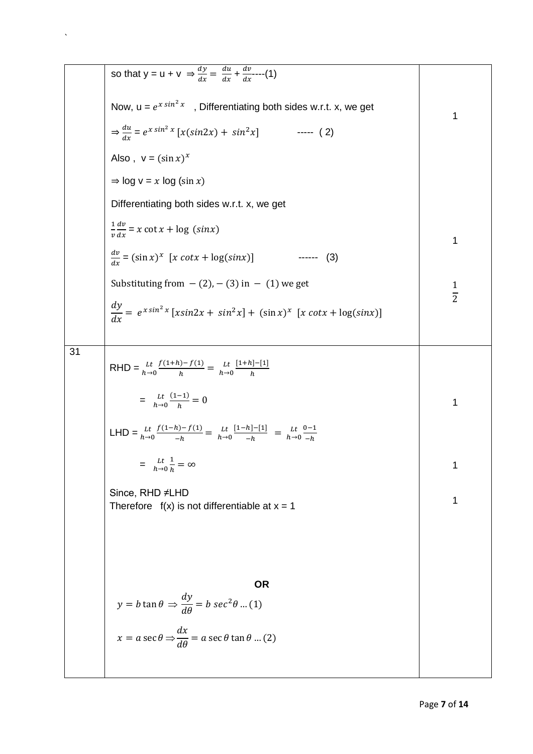| | | |
|---|---|---|
| | so that y = u + v $\Rightarrow \frac{dy}{dx} = \frac{du}{dx} + \frac{dv}{dx}$----(1)<br><br>Now, u = $e^{x\sin^2 x}$ , Differentiating both sides w.r.t. x, we get<br><br>$\Rightarrow \frac{du}{dx} = e^{x\sin^2 x}\,[x(sin2x) + sin^2 x]$ ----- ( 2)<br><br>Also , v = $(\sin x)^x$<br><br>$\Rightarrow$ log v = $x$ log $(\sin x)$<br><br>Differentiating both sides w.r.t. x, we get<br><br>$\frac{1}{v}\frac{dv}{dx} = x\cot x + \log\ (sinx)$<br><br>$\frac{dv}{dx} = (\sin x)^x\ \ [x\ cotx + \log(sinx)]$ ------ (3)<br><br>Substituting from $-(2), -(3)$ in $-$ (1) we get<br><br>$\frac{dy}{dx} = e^{x\sin^2 x}[xsin2x + sin^2 x] + (\sin x)^x\ \ [x\ cotx + \log(sinx)]$ | 1<br><br><br><br>1<br><br>$\frac{1}{2}$ |
| 31 | RHD = $\underset{h\to 0}{Lt}\frac{f(1+h)-f(1)}{h} = \underset{h\to 0}{Lt}\frac{[1+h]-[1]}{h}$<br><br>$= \underset{h\to 0}{Lt}\frac{(1-1)}{h} = 0$<br><br>LHD = $\underset{h\to 0}{Lt}\frac{f(1-h)-f(1)}{-h} = \underset{h\to 0}{Lt}\frac{[1-h]-[1]}{-h} = \underset{h\to 0}{Lt}\frac{0-1}{-h}$<br><br>$= \underset{h\to 0}{Lt}\frac{1}{h} = \infty$<br><br>Since, RHD ≠LHD<br>Therefore f(x) is not differentiable at x = 1<br><br>**OR**<br><br>$y = b\tan\theta \Rightarrow \frac{dy}{d\theta} = b\ sec^2\theta \ldots (1)$<br><br>$x = a\sec\theta \Rightarrow \frac{dx}{d\theta} = a\sec\theta\tan\theta \ldots (2)$ | <br><br>1<br><br><br>1<br><br>1 |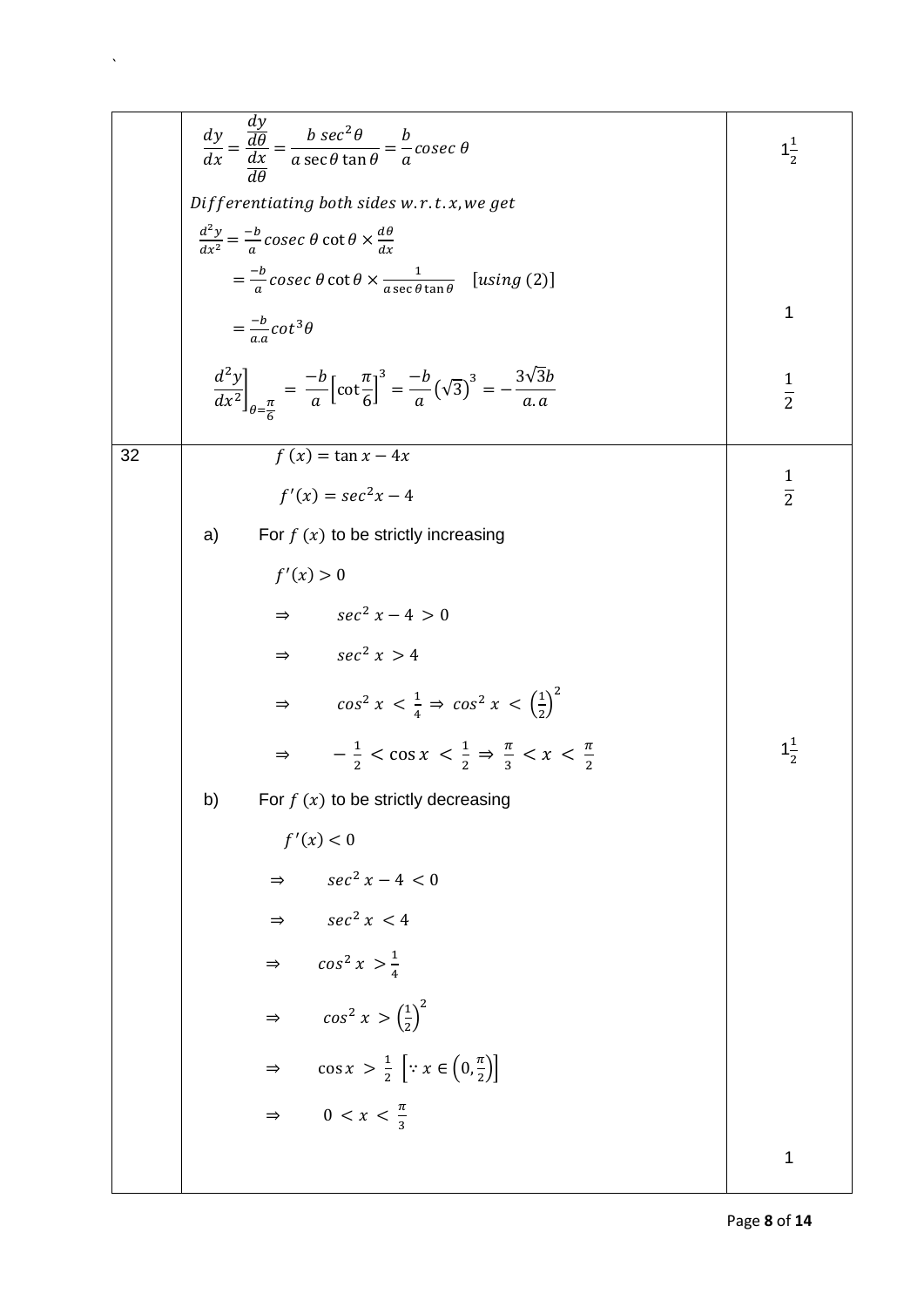| | | |
|---|---|---|
| | $\frac{dy}{dx} = \frac{\frac{dy}{d\theta}}{\frac{dx}{d\theta}} = \frac{b\ sec^2\theta}{a \sec\theta \tan\theta} = \frac{b}{a} cosec\ \theta$ <br> *Differentiating both sides w.r.t. x, we get* <br> $\frac{d^2y}{dx^2} = \frac{-b}{a} cosec\ \theta \cot\theta \times \frac{d\theta}{dx}$ <br> $= \frac{-b}{a} cosec\ \theta \cot\theta \times \frac{1}{a \sec\theta \tan\theta}$ $[using\ (2)]$ <br> $= \frac{-b}{a.a} cot^3\theta$ <br> $\left.\frac{d^2y}{dx^2}\right]_{\theta=\frac{\pi}{6}} = \frac{-b}{a}\left[\cot\frac{\pi}{6}\right]^3 = \frac{-b}{a}\left(\sqrt{3}\right)^3 = -\frac{3\sqrt{3}b}{a.a}$ | $1\frac{1}{2}$ <br><br><br><br> $1$ <br><br> $\frac{1}{2}$ |
| 32 | $f(x) = \tan x - 4x$ <br> $f'(x) = sec^2x - 4$ <br> a) For $f(x)$ to be strictly increasing <br> $f'(x) > 0$ <br> $\Rightarrow sec^2 x - 4 > 0$ <br> $\Rightarrow sec^2 x > 4$ <br> $\Rightarrow cos^2 x < \frac{1}{4} \Rightarrow cos^2 x < \left(\frac{1}{2}\right)^2$ <br> $\Rightarrow -\frac{1}{2} < \cos x < \frac{1}{2} \Rightarrow \frac{\pi}{3} < x < \frac{\pi}{2}$ <br> b) For $f(x)$ to be strictly decreasing <br> $f'(x) < 0$ <br> $\Rightarrow sec^2 x - 4 < 0$ <br> $\Rightarrow sec^2 x < 4$ <br> $\Rightarrow cos^2 x > \frac{1}{4}$ <br> $\Rightarrow cos^2 x > \left(\frac{1}{2}\right)^2$ <br> $\Rightarrow \cos x > \frac{1}{2}\ \left[\because x \in \left(0, \frac{\pi}{2}\right)\right]$ <br> $\Rightarrow 0 < x < \frac{\pi}{3}$ | $\frac{1}{2}$ <br><br><br><br><br><br><br> $1\frac{1}{2}$ <br><br><br><br><br><br><br><br> $1$ |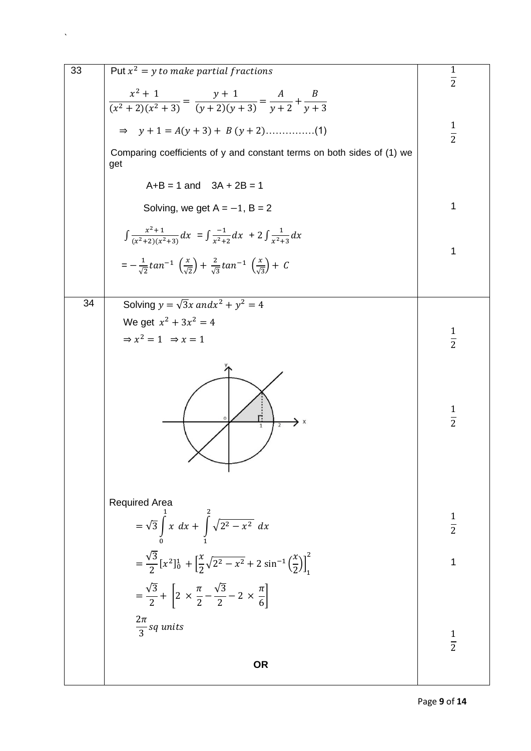| | | |
|---|---|---|
| 33 | Put $x^2 = y$ *to make partial fractions* | $\frac{1}{2}$ |
| | $\frac{x^2+1}{(x^2+2)(x^2+3)} = \frac{y+1}{(y+2)(y+3)} = \frac{A}{y+2} + \frac{B}{y+3}$ | |
| | $\Rightarrow \quad y+1 = A(y+3) + B(y+2)$……………(1) | $\frac{1}{2}$ |
| | Comparing coefficients of y and constant terms on both sides of (1) we get | |
| | A+B = 1 and 3A + 2B = 1 | |
| | Solving, we get A = $-1$, B = 2 | 1 |
| | $\int \frac{x^2+1}{(x^2+2)(x^2+3)} dx = \int \frac{-1}{x^2+2} dx + 2\int \frac{1}{x^2+3} dx$ | |
| | $= -\frac{1}{\sqrt{2}} tan^{-1}\left(\frac{x}{\sqrt{2}}\right) + \frac{2}{\sqrt{3}} tan^{-1}\left(\frac{x}{\sqrt{3}}\right) + C$ | 1 |
| 34 | Solving $y = \sqrt{3}x$ $and x^2 + y^2 = 4$ | |
| | We get $x^2 + 3x^2 = 4$ | |
| | $\Rightarrow x^2 = 1 \ \Rightarrow x = 1$ | $\frac{1}{2}$ |
| | | $\frac{1}{2}$ |
| | Required Area | |
| | $= \sqrt{3}\int_0^1 x \ dx + \int_1^2 \sqrt{2^2 - x^2} \ dx$ | $\frac{1}{2}$ |
| | $= \frac{\sqrt{3}}{2}[x^2]_0^1 + \left[\frac{x}{2}\sqrt{2^2-x^2} + 2\sin^{-1}\left(\frac{x}{2}\right)\right]_1^2$ | 1 |
| | $= \frac{\sqrt{3}}{2} + \left[2 \times \frac{\pi}{2} - \frac{\sqrt{3}}{2} - 2 \times \frac{\pi}{6}\right]$ | |
| | $\frac{2\pi}{3}$ *sq units* | $\frac{1}{2}$ |
| | **OR** | |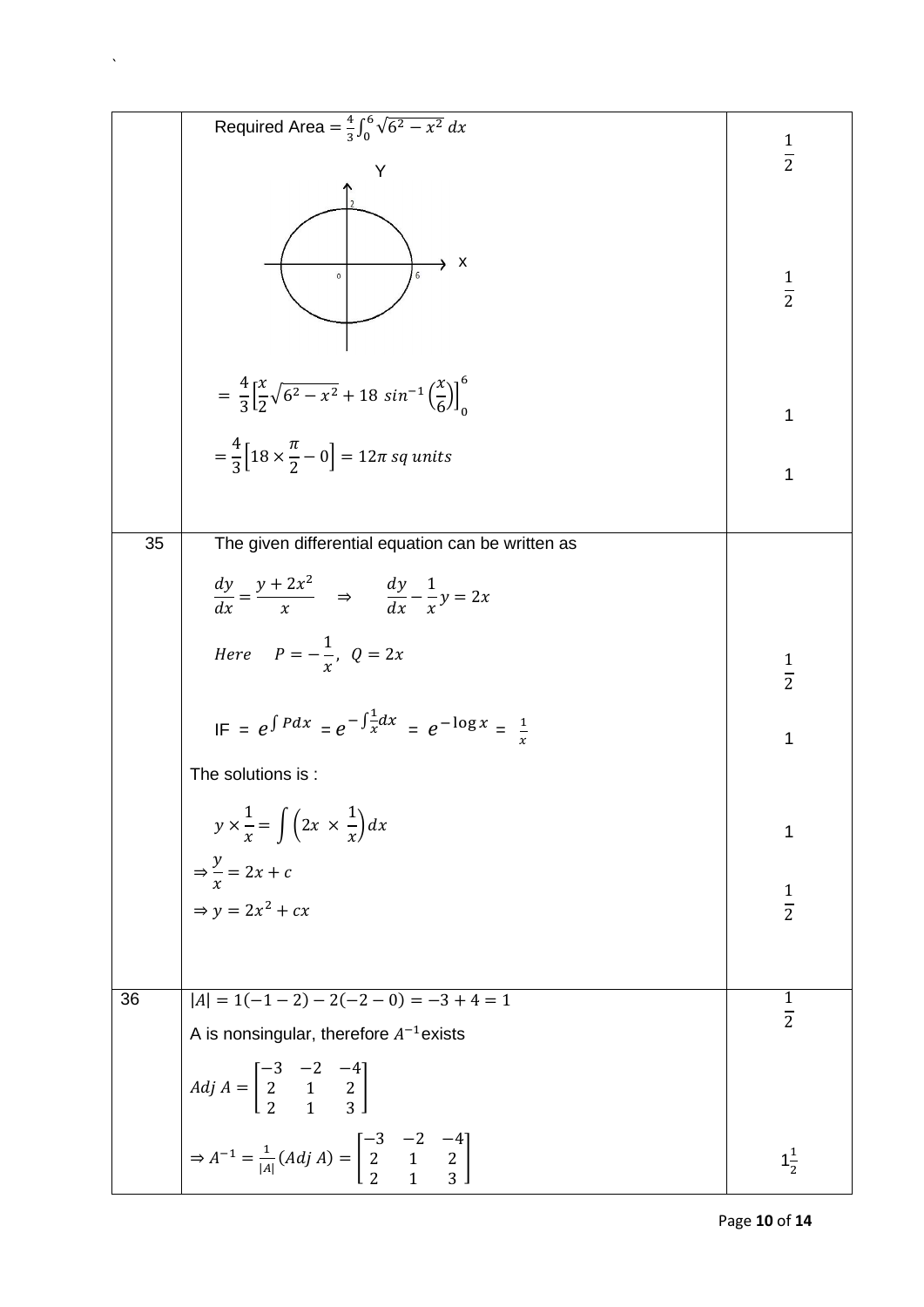| | | |
|---|---|---|
| | Required Area $= \frac{4}{3}\int_0^6 \sqrt{6^2 - x^2}\, dx$ | $\frac{1}{2}$ |
| | Y, X, 2, 0, 6 | $\frac{1}{2}$ |
| | $= \frac{4}{3}\left[\frac{x}{2}\sqrt{6^2 - x^2} + 18\, sin^{-1}\left(\frac{x}{6}\right)\right]_0^6$ | 1 |
| | $= \frac{4}{3}\left[18 \times \frac{\pi}{2} - 0\right] = 12\pi\ sq\ units$ | 1 |
| 35 | The given differential equation can be written as<br>$\frac{dy}{dx} = \frac{y + 2x^2}{x} \quad \Rightarrow \quad \frac{dy}{dx} - \frac{1}{x}y = 2x$<br>$Here \quad P = -\frac{1}{x},\ Q = 2x$ | $\frac{1}{2}$ |
| | IF $= e^{\int P dx} = e^{-\int \frac{1}{x}dx} = e^{-\log x} = \frac{1}{x}$ | 1 |
| | The solutions is :<br>$y \times \frac{1}{x} = \int \left(2x \times \frac{1}{x}\right) dx$ | 1 |
| | $\Rightarrow \frac{y}{x} = 2x + c$<br>$\Rightarrow y = 2x^2 + cx$ | $\frac{1}{2}$ |
| 36 | $\lvert A \rvert = 1(-1-2) - 2(-2-0) = -3 + 4 = 1$<br>A is nonsingular, therefore $A^{-1}$ exists | $\frac{1}{2}$ |
| | $Adj\ A = \begin{bmatrix} -3 & -2 & -4 \\ 2 & 1 & 2 \\ 2 & 1 & 3 \end{bmatrix}$<br>$\Rightarrow A^{-1} = \frac{1}{\lvert A \rvert}(Adj\ A) = \begin{bmatrix} -3 & -2 & -4 \\ 2 & 1 & 2 \\ 2 & 1 & 3 \end{bmatrix}$ | $1\frac{1}{2}$ |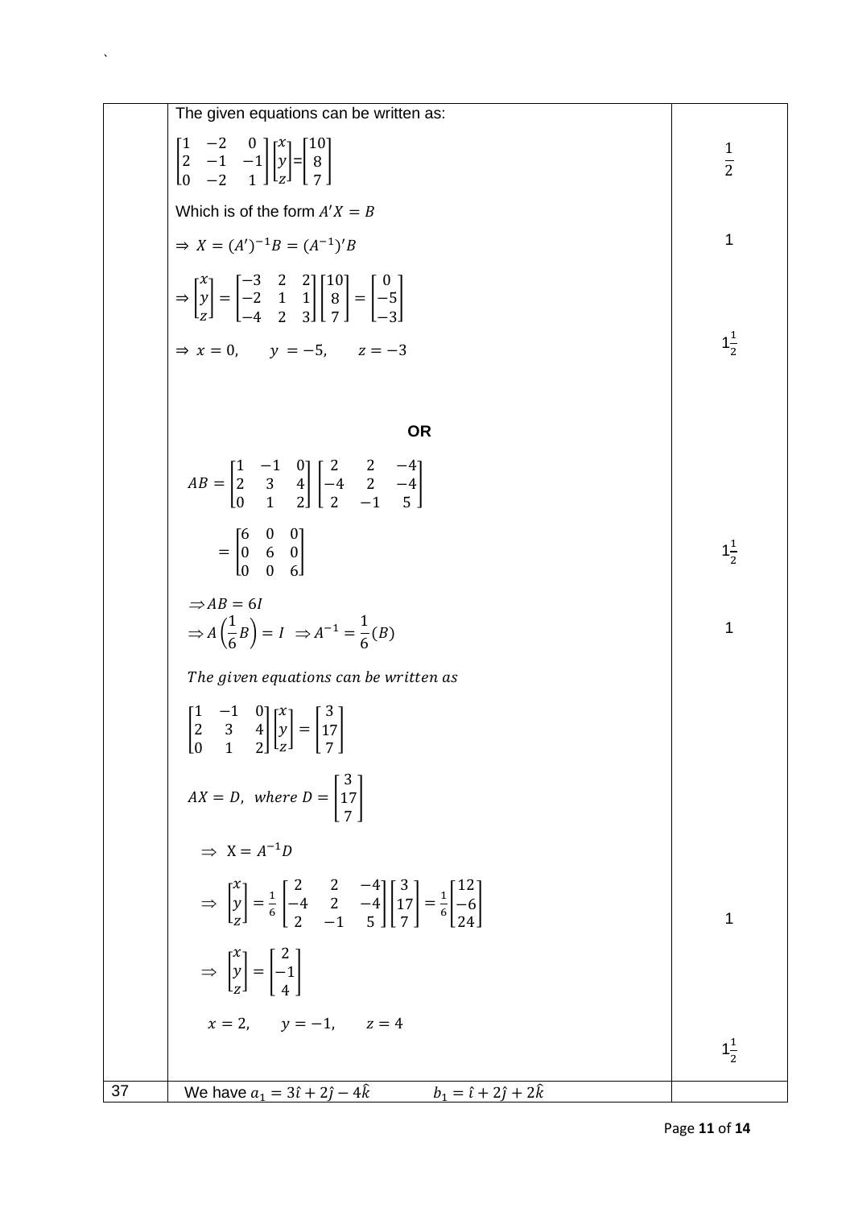| | | |
|---|---|---|
| | The given equations can be written as: | |
| | $\begin{bmatrix}1 & -2 & 0\\2 & -1 & -1\\0 & -2 & 1\end{bmatrix}\begin{bmatrix}x\\y\\z\end{bmatrix}=\begin{bmatrix}10\\8\\7\end{bmatrix}$ | $\frac{1}{2}$ |
| | Which is of the form $A'X = B$ | |
| | $\Rightarrow X = (A')^{-1}B = (A^{-1})'B$ | 1 |
| | $\Rightarrow \begin{bmatrix}x\\y\\z\end{bmatrix} = \begin{bmatrix}-3 & 2 & 2\\-2 & 1 & 1\\-4 & 2 & 3\end{bmatrix}\begin{bmatrix}10\\8\\7\end{bmatrix} = \begin{bmatrix}0\\-5\\-3\end{bmatrix}$ | |
| | $\Rightarrow x = 0, \quad y = -5, \quad z = -3$ | $1\frac{1}{2}$ |
| | **OR** | |
| | $AB = \begin{bmatrix}1 & -1 & 0\\2 & 3 & 4\\0 & 1 & 2\end{bmatrix}\begin{bmatrix}2 & 2 & -4\\-4 & 2 & -4\\2 & -1 & 5\end{bmatrix}$ | |
| | $= \begin{bmatrix}6 & 0 & 0\\0 & 6 & 0\\0 & 0 & 6\end{bmatrix}$ | $1\frac{1}{2}$ |
| | $\Rightarrow AB = 6I$ <br> $\Rightarrow A\left(\frac{1}{6}B\right) = I \Rightarrow A^{-1} = \frac{1}{6}(B)$ | 1 |
| | *The given equations can be written as* | |
| | $\begin{bmatrix}1 & -1 & 0\\2 & 3 & 4\\0 & 1 & 2\end{bmatrix}\begin{bmatrix}x\\y\\z\end{bmatrix} = \begin{bmatrix}3\\17\\7\end{bmatrix}$ | |
| | $AX = D, \text{ where } D = \begin{bmatrix}3\\17\\7\end{bmatrix}$ | |
| | $\Rightarrow X = A^{-1}D$ | |
| | $\Rightarrow \begin{bmatrix}x\\y\\z\end{bmatrix} = \frac{1}{6}\begin{bmatrix}2 & 2 & -4\\-4 & 2 & -4\\2 & -1 & 5\end{bmatrix}\begin{bmatrix}3\\17\\7\end{bmatrix} = \frac{1}{6}\begin{bmatrix}12\\-6\\24\end{bmatrix}$ | 1 |
| | $\Rightarrow \begin{bmatrix}x\\y\\z\end{bmatrix} = \begin{bmatrix}2\\-1\\4\end{bmatrix}$ | |
| | $x = 2, \quad y = -1, \quad z = 4$ | $1\frac{1}{2}$ |
| 37 | We have $a_1 = 3\hat{\imath} + 2\hat{\jmath} - 4\hat{k}$ $\quad b_1 = \hat{\imath} + 2\hat{\jmath} + 2\hat{k}$ | |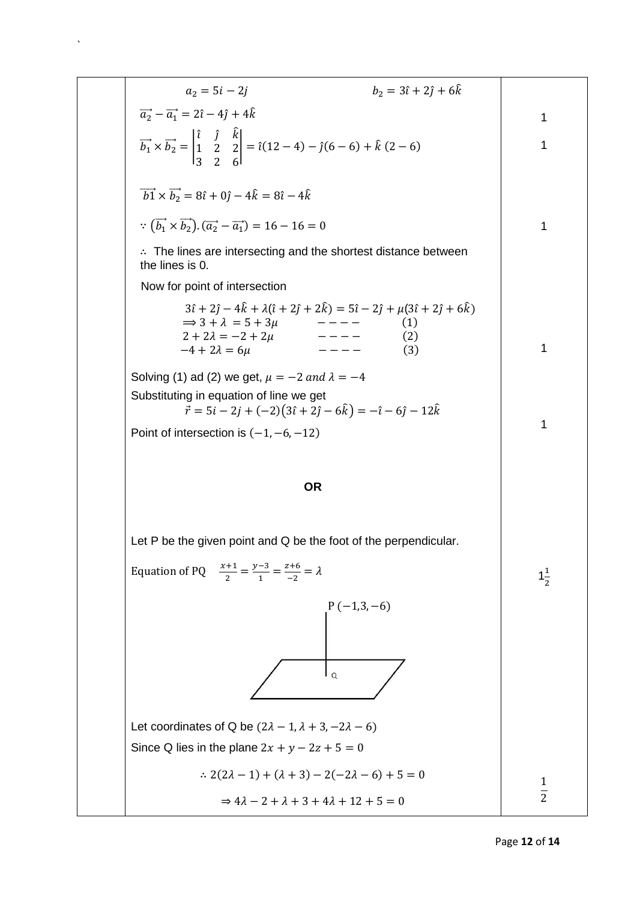| | | |
|---|---|---|
| | $a_2 = 5i - 2j$ $\quad\quad\quad\quad\quad$ $b_2 = 3\hat{\imath} + 2\hat{\jmath} + 6\hat{k}$ | |
| | $\overrightarrow{a_2} - \overrightarrow{a_1} = 2\hat{\imath} - 4\hat{\jmath} + 4\hat{k}$ | 1 |
| | $\overrightarrow{b_1} \times \overrightarrow{b_2} = \begin{vmatrix} \hat{\imath} & \hat{\jmath} & \hat{k} \\ 1 & 2 & 2 \\ 3 & 2 & 6 \end{vmatrix} = \hat{\imath}(12-4) - \hat{\jmath}(6-6) + \hat{k}\,(2-6)$ | 1 |
| | $\overrightarrow{b1} \times \overrightarrow{b_2} = 8\hat{\imath} + 0\hat{\jmath} - 4\hat{k} = 8\hat{\imath} - 4\hat{k}$ | |
| | $\because (\overrightarrow{b_1} \times \overrightarrow{b_2}).(\overrightarrow{a_2} - \overrightarrow{a_1}) = 16 - 16 = 0$ | 1 |
| | $\therefore$ The lines are intersecting and the shortest distance between the lines is 0. | |
| | Now for point of intersection | |
| | $3\hat{\imath} + 2\hat{\jmath} - 4\hat{k} + \lambda(\hat{\imath} + 2\hat{\jmath} + 2\hat{k}) = 5\hat{\imath} - 2\hat{\jmath} + \mu(3\hat{\imath} + 2\hat{\jmath} + 6\hat{k})$ <br> $\Longrightarrow 3 + \lambda = 5 + 3\mu$ ---- (1) <br> $2 + 2\lambda = -2 + 2\mu$ ---- (2) <br> $-4 + 2\lambda = 6\mu$ ---- (3) | 1 |
| | Solving (1) ad (2) we get, $\mu = -2$ $and$ $\lambda = -4$ | |
| | Substituting in equation of line we get <br> $\vec{r} = 5i - 2j + (-2)(3\hat{\imath} + 2\hat{\jmath} - 6\hat{k}) = -\hat{\imath} - 6\hat{\jmath} - 12\hat{k}$ | 1 |
| | Point of intersection is $(-1, -6, -12)$ | |
| | **OR** | |
| | Let P be the given point and Q be the foot of the perpendicular. | |
| | Equation of PQ $\quad \frac{x+1}{2} = \frac{y-3}{1} = \frac{z+6}{-2} = \lambda$ | $1\frac{1}{2}$ |
| | P $(-1, 3, -6)$ <br> Q | |
| | Let coordinates of Q be $(2\lambda - 1, \lambda + 3, -2\lambda - 6)$ | |
| | Since Q lies in the plane $2x + y - 2z + 5 = 0$ | |
| | $\therefore 2(2\lambda - 1) + (\lambda + 3) - 2(-2\lambda - 6) + 5 = 0$ | $\frac{1}{2}$ |
| | $\Rightarrow 4\lambda - 2 + \lambda + 3 + 4\lambda + 12 + 5 = 0$ | |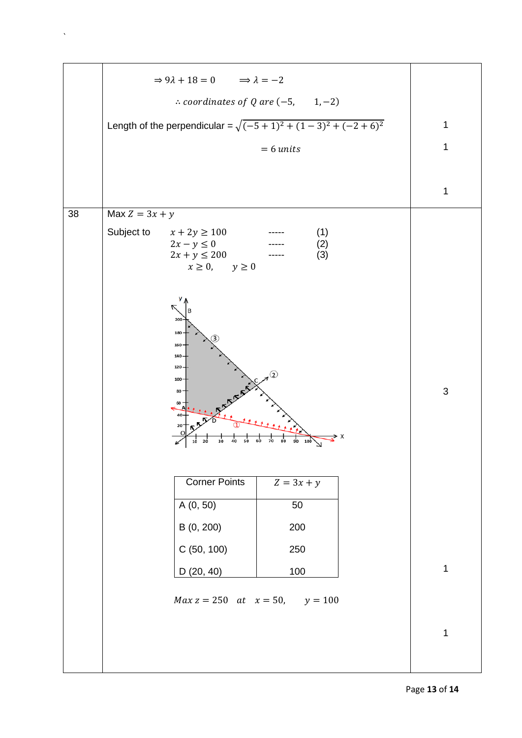| | | |
|---|---|---|
| | $\Rightarrow 9\lambda + 18 = 0 \qquad \Longrightarrow \lambda = -2$<br><br>$\therefore$ *coordinates of Q are* $(-5, \quad 1, -2)$<br><br>Length of the perpendicular = $\sqrt{(-5+1)^2 + (1-3)^2 + (-2+6)^2}$<br><br>$= 6\ units$ | 1<br><br>1<br><br>1 |
| 38 | Max $Z = 3x + y$<br><br>Subject to $\quad x + 2y \geq 100 \quad$ ----- (1)<br>$\quad 2x - y \leq 0 \quad$ ----- (2)<br>$\quad 2x + y \leq 200 \quad$ ----- (3)<br>$\quad x \geq 0, \quad y \geq 0$ | 3 |
| | **Corner Points** \| $Z = 3x + y$<br>A (0, 50) \| 50<br>B (0, 200) \| 200<br>C (50, 100) \| 250<br>D (20, 40) \| 100 | 1 |
| | $Max\ z = 250 \quad at \quad x = 50, \quad y = 100$ | 1 |

| Corner Points | $Z = 3x + y$ |
|---|---|
| A (0, 50) | 50 |
| B (0, 200) | 200 |
| C (50, 100) | 250 |
| D (20, 40) | 100 |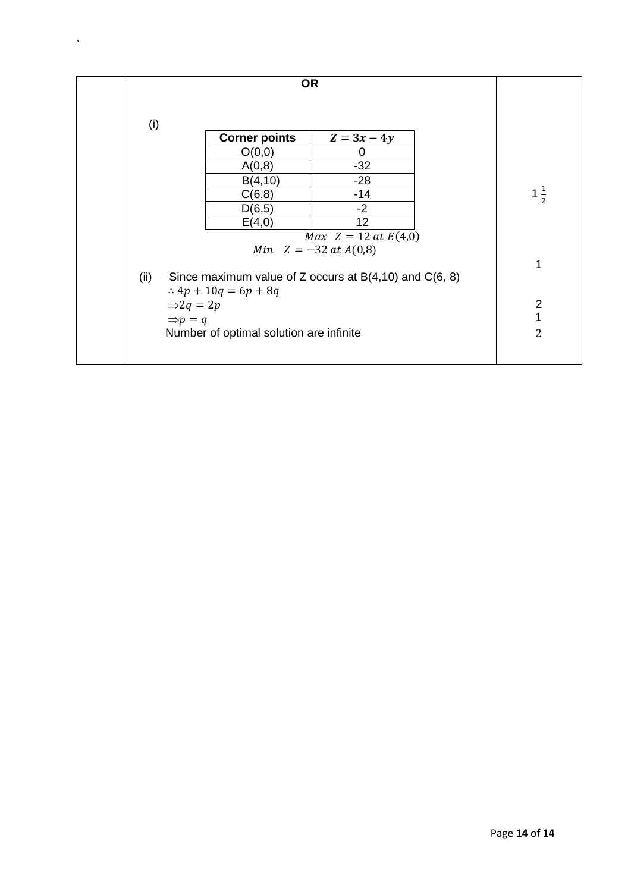**OR**

(i)

| Corner points | $Z = 3x - 4y$ |
|---|---|
| O(0,0) | 0 |
| A(0,8) | -32 |
| B(4,10) | -28 |
| C(6,8) | -14 |
| D(6,5) | -2 |
| E(4,0) | 12 |

$Max\ \ Z = 12\ at\ E(4,0)$

$Min\ \ \ Z = -32\ at\ A(0,8)$

$1\frac{1}{2}$

1

(ii) Since maximum value of Z occurs at B(4,10) and C(6, 8)

$\therefore 4p + 10q = 6p + 8q$

$\Rightarrow 2q = 2p$

$\Rightarrow p = q$

Number of optimal solution are infinite

2

$\frac{1}{2}$